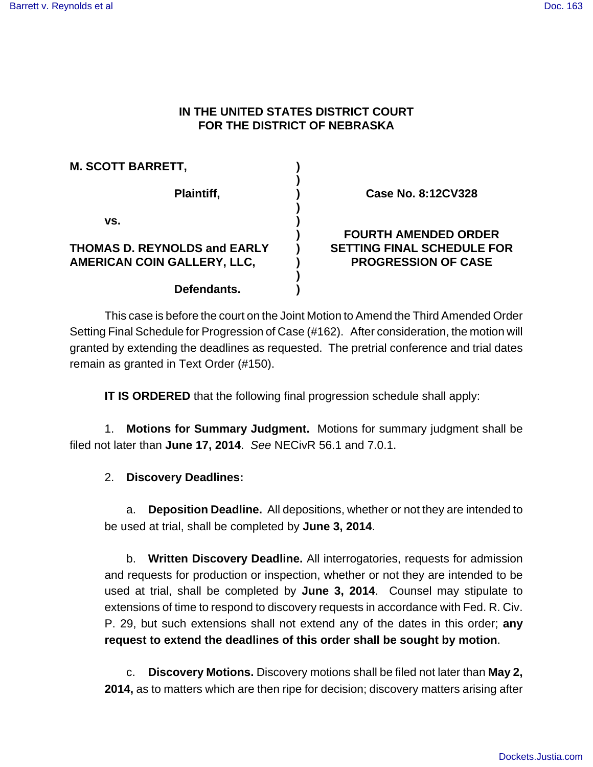**IN THE UNITED STATES DISTRICT COURT**
**FOR THE DISTRICT OF NEBRASKA**

| | | |
|---|---|---|
| **M. SCOTT BARRETT,** | **)** | |
| | **)** | |
| **Plaintiff,** | **)** | **Case No. 8:12CV328** |
| | **)** | |
| **vs.** | **)** | |
| | **)** | **FOURTH AMENDED ORDER** |
| **THOMAS D. REYNOLDS and EARLY AMERICAN COIN GALLERY, LLC,** | **)** | **SETTING FINAL SCHEDULE FOR PROGRESSION OF CASE** |
| | **)** | |
| **Defendants.** | **)** | |

This case is before the court on the Joint Motion to Amend the Third Amended Order Setting Final Schedule for Progression of Case (#162). After consideration, the motion will granted by extending the deadlines as requested. The pretrial conference and trial dates remain as granted in Text Order (#150).

**IT IS ORDERED** that the following final progression schedule shall apply:

1. **Motions for Summary Judgment.** Motions for summary judgment shall be filed not later than **June 17, 2014**. *See* NECivR 56.1 and 7.0.1.

2. **Discovery Deadlines:**

   a. **Deposition Deadline.** All depositions, whether or not they are intended to be used at trial, shall be completed by **June 3, 2014**.

   b. **Written Discovery Deadline.** All interrogatories, requests for admission and requests for production or inspection, whether or not they are intended to be used at trial, shall be completed by **June 3, 2014**. Counsel may stipulate to extensions of time to respond to discovery requests in accordance with Fed. R. Civ. P. 29, but such extensions shall not extend any of the dates in this order; **any request to extend the deadlines of this order shall be sought by motion**.

   c. **Discovery Motions.** Discovery motions shall be filed not later than **May 2, 2014,** as to matters which are then ripe for decision; discovery matters arising after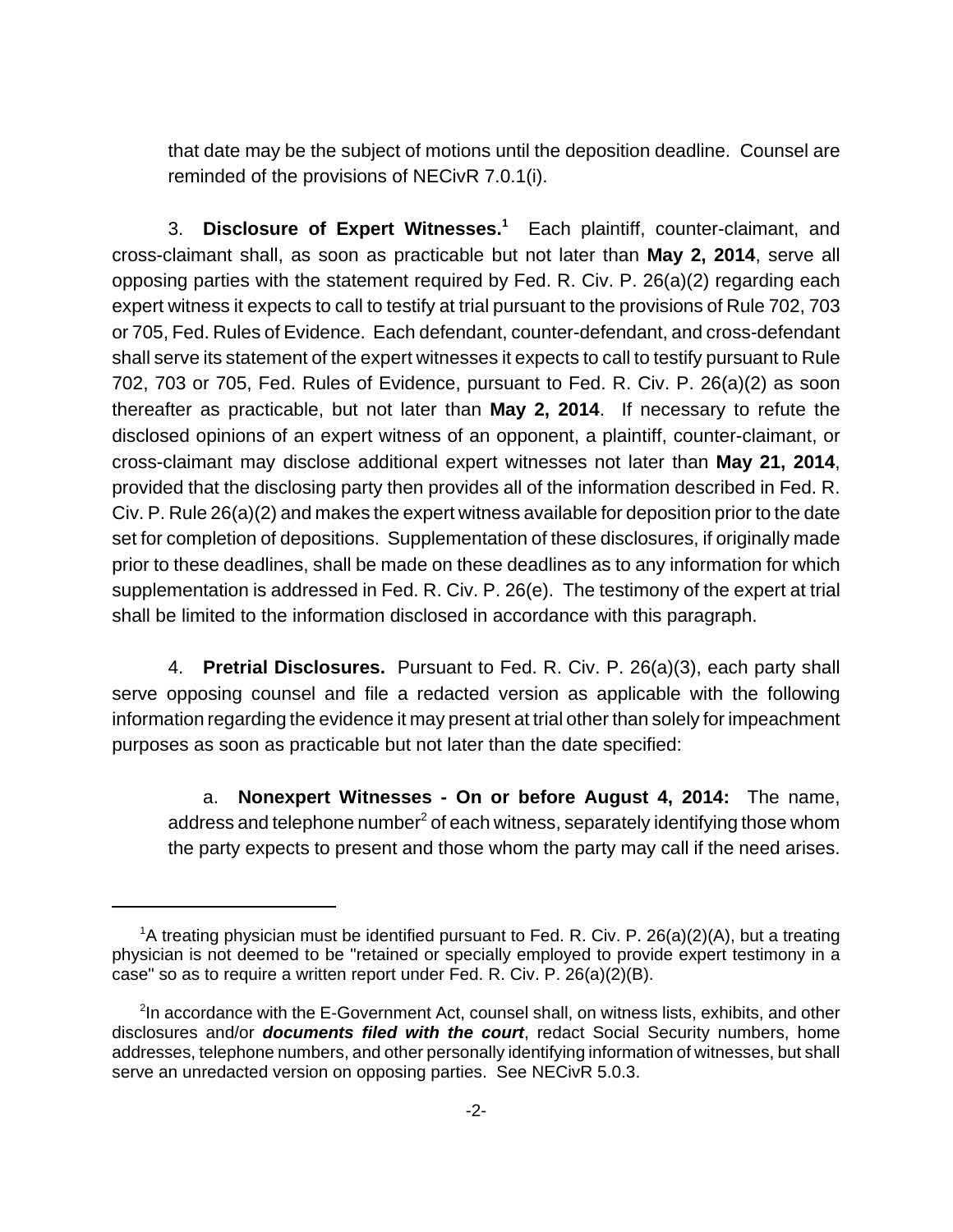that date may be the subject of motions until the deposition deadline. Counsel are reminded of the provisions of NECivR 7.0.1(i).

3. **Disclosure of Expert Witnesses.**[1] Each plaintiff, counter-claimant, and cross-claimant shall, as soon as practicable but not later than **May 2, 2014**, serve all opposing parties with the statement required by Fed. R. Civ. P. 26(a)(2) regarding each expert witness it expects to call to testify at trial pursuant to the provisions of Rule 702, 703 or 705, Fed. Rules of Evidence. Each defendant, counter-defendant, and cross-defendant shall serve its statement of the expert witnesses it expects to call to testify pursuant to Rule 702, 703 or 705, Fed. Rules of Evidence, pursuant to Fed. R. Civ. P. 26(a)(2) as soon thereafter as practicable, but not later than **May 2, 2014**. If necessary to refute the disclosed opinions of an expert witness of an opponent, a plaintiff, counter-claimant, or cross-claimant may disclose additional expert witnesses not later than **May 21, 2014**, provided that the disclosing party then provides all of the information described in Fed. R. Civ. P. Rule 26(a)(2) and makes the expert witness available for deposition prior to the date set for completion of depositions. Supplementation of these disclosures, if originally made prior to these deadlines, shall be made on these deadlines as to any information for which supplementation is addressed in Fed. R. Civ. P. 26(e). The testimony of the expert at trial shall be limited to the information disclosed in accordance with this paragraph.

4. **Pretrial Disclosures.** Pursuant to Fed. R. Civ. P. 26(a)(3), each party shall serve opposing counsel and file a redacted version as applicable with the following information regarding the evidence it may present at trial other than solely for impeachment purposes as soon as practicable but not later than the date specified:

a. **Nonexpert Witnesses - On or before August 4, 2014:** The name, address and telephone number[2] of each witness, separately identifying those whom the party expects to present and those whom the party may call if the need arises.

---

[1]A treating physician must be identified pursuant to Fed. R. Civ. P. 26(a)(2)(A), but a treating physician is not deemed to be "retained or specially employed to provide expert testimony in a case" so as to require a written report under Fed. R. Civ. P. 26(a)(2)(B).

[2]In accordance with the E-Government Act, counsel shall, on witness lists, exhibits, and other disclosures and/or ***documents filed with the court***, redact Social Security numbers, home addresses, telephone numbers, and other personally identifying information of witnesses, but shall serve an unredacted version on opposing parties. See NECivR 5.0.3.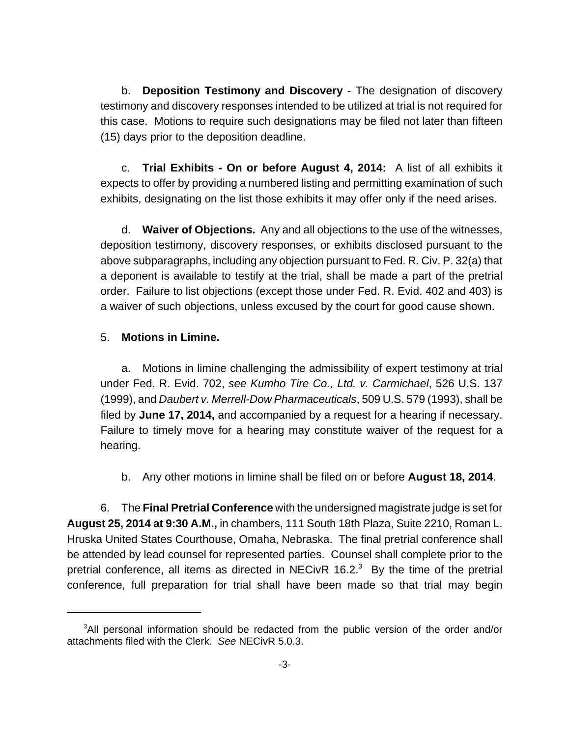b. **Deposition Testimony and Discovery** - The designation of discovery testimony and discovery responses intended to be utilized at trial is not required for this case. Motions to require such designations may be filed not later than fifteen (15) days prior to the deposition deadline.

c. **Trial Exhibits - On or before August 4, 2014:** A list of all exhibits it expects to offer by providing a numbered listing and permitting examination of such exhibits, designating on the list those exhibits it may offer only if the need arises.

d. **Waiver of Objections.** Any and all objections to the use of the witnesses, deposition testimony, discovery responses, or exhibits disclosed pursuant to the above subparagraphs, including any objection pursuant to Fed. R. Civ. P. 32(a) that a deponent is available to testify at the trial, shall be made a part of the pretrial order. Failure to list objections (except those under Fed. R. Evid. 402 and 403) is a waiver of such objections, unless excused by the court for good cause shown.

5. **Motions in Limine.**

a. Motions in limine challenging the admissibility of expert testimony at trial under Fed. R. Evid. 702, *see Kumho Tire Co., Ltd. v. Carmichael*, 526 U.S. 137 (1999), and *Daubert v. Merrell-Dow Pharmaceuticals*, 509 U.S. 579 (1993), shall be filed by **June 17, 2014,** and accompanied by a request for a hearing if necessary. Failure to timely move for a hearing may constitute waiver of the request for a hearing.

b. Any other motions in limine shall be filed on or before **August 18, 2014**.

6. The **Final Pretrial Conference** with the undersigned magistrate judge is set for **August 25, 2014 at 9:30 A.M.,** in chambers, 111 South 18th Plaza, Suite 2210, Roman L. Hruska United States Courthouse, Omaha, Nebraska. The final pretrial conference shall be attended by lead counsel for represented parties. Counsel shall complete prior to the pretrial conference, all items as directed in NECivR 16.2.[3] By the time of the pretrial conference, full preparation for trial shall have been made so that trial may begin

[3]All personal information should be redacted from the public version of the order and/or attachments filed with the Clerk. *See* NECivR 5.0.3.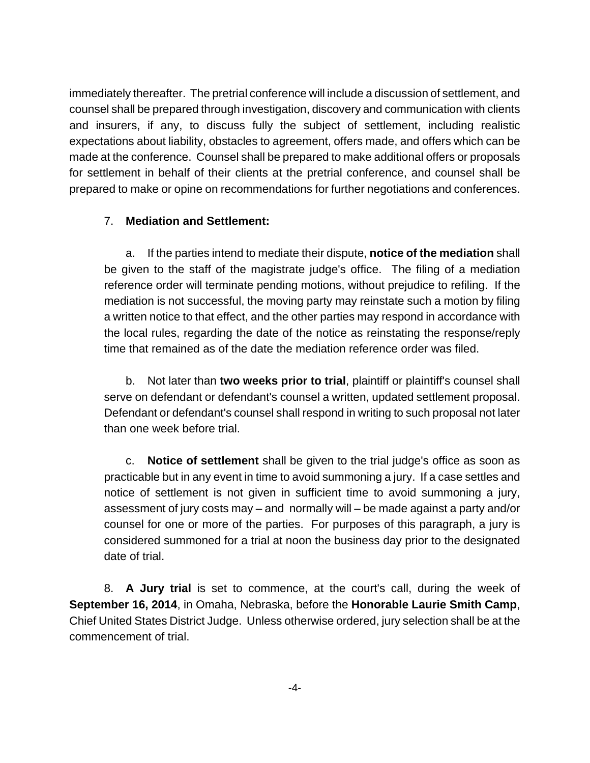immediately thereafter. The pretrial conference will include a discussion of settlement, and counsel shall be prepared through investigation, discovery and communication with clients and insurers, if any, to discuss fully the subject of settlement, including realistic expectations about liability, obstacles to agreement, offers made, and offers which can be made at the conference. Counsel shall be prepared to make additional offers or proposals for settlement in behalf of their clients at the pretrial conference, and counsel shall be prepared to make or opine on recommendations for further negotiations and conferences.

7. **Mediation and Settlement:**

a. If the parties intend to mediate their dispute, **notice of the mediation** shall be given to the staff of the magistrate judge's office. The filing of a mediation reference order will terminate pending motions, without prejudice to refiling. If the mediation is not successful, the moving party may reinstate such a motion by filing a written notice to that effect, and the other parties may respond in accordance with the local rules, regarding the date of the notice as reinstating the response/reply time that remained as of the date the mediation reference order was filed.

b. Not later than **two weeks prior to trial**, plaintiff or plaintiff's counsel shall serve on defendant or defendant's counsel a written, updated settlement proposal. Defendant or defendant's counsel shall respond in writing to such proposal not later than one week before trial.

c. **Notice of settlement** shall be given to the trial judge's office as soon as practicable but in any event in time to avoid summoning a jury. If a case settles and notice of settlement is not given in sufficient time to avoid summoning a jury, assessment of jury costs may – and normally will – be made against a party and/or counsel for one or more of the parties. For purposes of this paragraph, a jury is considered summoned for a trial at noon the business day prior to the designated date of trial.

8. **A Jury trial** is set to commence, at the court's call, during the week of **September 16, 2014**, in Omaha, Nebraska, before the **Honorable Laurie Smith Camp**, Chief United States District Judge. Unless otherwise ordered, jury selection shall be at the commencement of trial.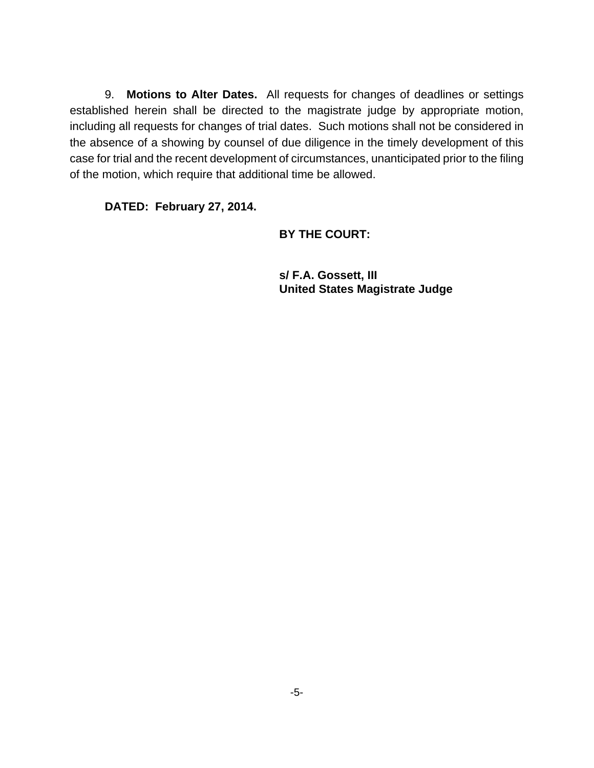9. **Motions to Alter Dates.** All requests for changes of deadlines or settings established herein shall be directed to the magistrate judge by appropriate motion, including all requests for changes of trial dates. Such motions shall not be considered in the absence of a showing by counsel of due diligence in the timely development of this case for trial and the recent development of circumstances, unanticipated prior to the filing of the motion, which require that additional time be allowed.

**DATED: February 27, 2014.**

**BY THE COURT:**

**s/ F.A. Gossett, III**
**United States Magistrate Judge**